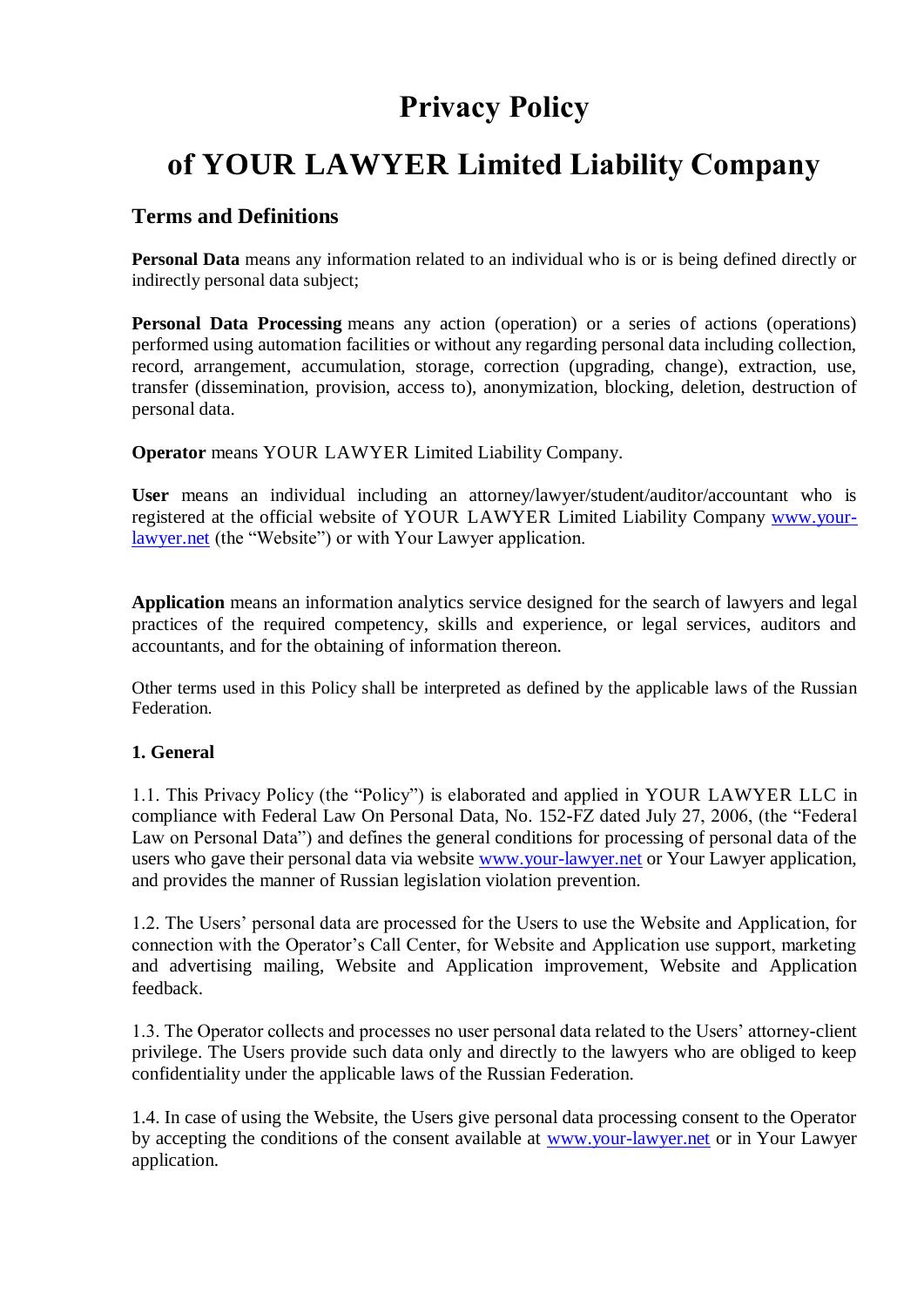# Privacy Policy

# of YOUR LAWYER Limited Liability Company

## Terms and Definitions

**Personal Data** means any information related to an individual who is or is being defined directly or indirectly personal data subject;

**Personal Data Processing** means any action (operation) or a series of actions (operations) performed using automation facilities or without any regarding personal data including collection, record, arrangement, accumulation, storage, correction (upgrading, change), extraction, use, transfer (dissemination, provision, access to), anonymization, blocking, deletion, destruction of personal data.

**Operator** means YOUR LAWYER Limited Liability Company.

**User** means an individual including an attorney/lawyer/student/auditor/accountant who is registered at the official website of YOUR LAWYER Limited Liability Company [www.your-lawyer.net](http://www.your-lawyer.net) (the "Website") or with Your Lawyer application.

**Application** means an information analytics service designed for the search of lawyers and legal practices of the required competency, skills and experience, or legal services, auditors and accountants, and for the obtaining of information thereon.

Other terms used in this Policy shall be interpreted as defined by the applicable laws of the Russian Federation.

### 1. General

1.1. This Privacy Policy (the "Policy") is elaborated and applied in YOUR LAWYER LLC in compliance with Federal Law On Personal Data, No. 152-FZ dated July 27, 2006, (the "Federal Law on Personal Data") and defines the general conditions for processing of personal data of the users who gave their personal data via website [www.your-lawyer.net](http://www.your-lawyer.net) or Your Lawyer application, and provides the manner of Russian legislation violation prevention.

1.2. The Users' personal data are processed for the Users to use the Website and Application, for connection with the Operator's Call Center, for Website and Application use support, marketing and advertising mailing, Website and Application improvement, Website and Application feedback.

1.3. The Operator collects and processes no user personal data related to the Users' attorney-client privilege. The Users provide such data only and directly to the lawyers who are obliged to keep confidentiality under the applicable laws of the Russian Federation.

1.4. In case of using the Website, the Users give personal data processing consent to the Operator by accepting the conditions of the consent available at [www.your-lawyer.net](http://www.your-lawyer.net) or in Your Lawyer application.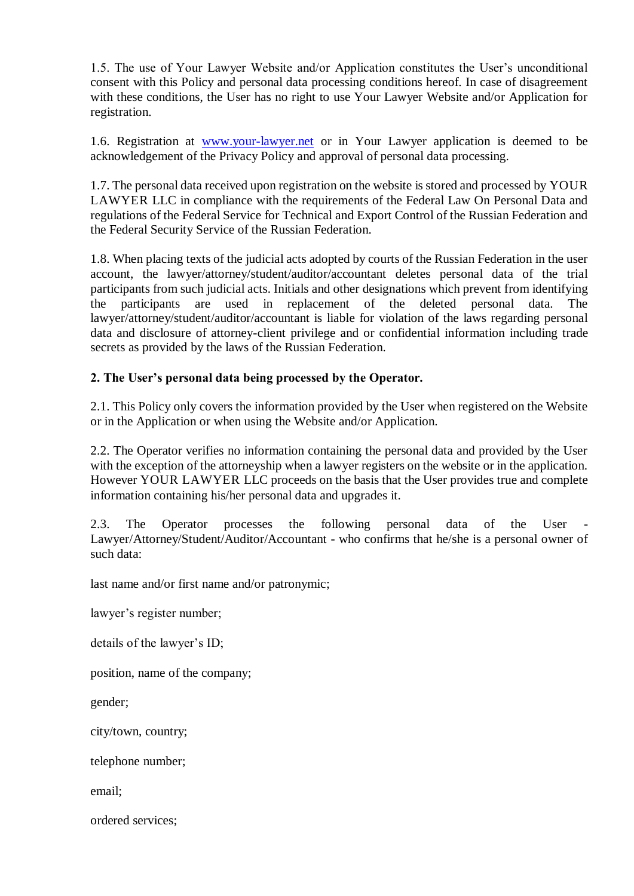1.5. The use of Your Lawyer Website and/or Application constitutes the User's unconditional consent with this Policy and personal data processing conditions hereof. In case of disagreement with these conditions, the User has no right to use Your Lawyer Website and/or Application for registration.

1.6. Registration at www.your-lawyer.net or in Your Lawyer application is deemed to be acknowledgement of the Privacy Policy and approval of personal data processing.

1.7. The personal data received upon registration on the website is stored and processed by YOUR LAWYER LLC in compliance with the requirements of the Federal Law On Personal Data and regulations of the Federal Service for Technical and Export Control of the Russian Federation and the Federal Security Service of the Russian Federation.

1.8. When placing texts of the judicial acts adopted by courts of the Russian Federation in the user account, the lawyer/attorney/student/auditor/accountant deletes personal data of the trial participants from such judicial acts. Initials and other designations which prevent from identifying the participants are used in replacement of the deleted personal data. The lawyer/attorney/student/auditor/accountant is liable for violation of the laws regarding personal data and disclosure of attorney-client privilege and or confidential information including trade secrets as provided by the laws of the Russian Federation.

**2. The User's personal data being processed by the Operator.**

2.1. This Policy only covers the information provided by the User when registered on the Website or in the Application or when using the Website and/or Application.

2.2. The Operator verifies no information containing the personal data and provided by the User with the exception of the attorneyship when a lawyer registers on the website or in the application. However YOUR LAWYER LLC proceeds on the basis that the User provides true and complete information containing his/her personal data and upgrades it.

2.3. The Operator processes the following personal data of the User - Lawyer/Attorney/Student/Auditor/Accountant - who confirms that he/she is a personal owner of such data:

last name and/or first name and/or patronymic;

lawyer's register number;

details of the lawyer's ID;

position, name of the company;

gender;

city/town, country;

telephone number;

email;

ordered services;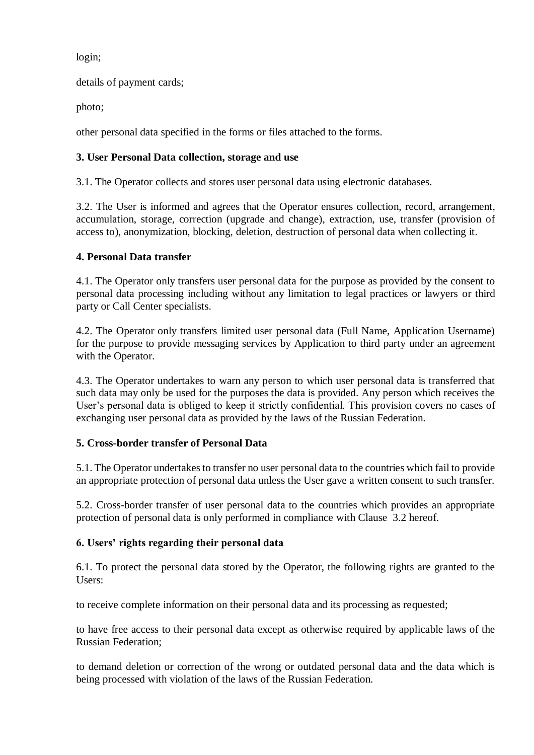login;

details of payment cards;

photo;

other personal data specified in the forms or files attached to the forms.

**3. User Personal Data collection, storage and use**

3.1. The Operator collects and stores user personal data using electronic databases.

3.2. The User is informed and agrees that the Operator ensures collection, record, arrangement, accumulation, storage, correction (upgrade and change), extraction, use, transfer (provision of access to), anonymization, blocking, deletion, destruction of personal data when collecting it.

**4. Personal Data transfer**

4.1. The Operator only transfers user personal data for the purpose as provided by the consent to personal data processing including without any limitation to legal practices or lawyers or third party or Call Center specialists.

4.2. The Operator only transfers limited user personal data (Full Name, Application Username) for the purpose to provide messaging services by Application to third party under an agreement with the Operator.

4.3. The Operator undertakes to warn any person to which user personal data is transferred that such data may only be used for the purposes the data is provided. Any person which receives the User's personal data is obliged to keep it strictly confidential. This provision covers no cases of exchanging user personal data as provided by the laws of the Russian Federation.

**5. Cross-border transfer of Personal Data**

5.1. The Operator undertakes to transfer no user personal data to the countries which fail to provide an appropriate protection of personal data unless the User gave a written consent to such transfer.

5.2. Cross-border transfer of user personal data to the countries which provides an appropriate protection of personal data is only performed in compliance with Clause 3.2 hereof.

**6. Users' rights regarding their personal data**

6.1. To protect the personal data stored by the Operator, the following rights are granted to the Users:

to receive complete information on their personal data and its processing as requested;

to have free access to their personal data except as otherwise required by applicable laws of the Russian Federation;

to demand deletion or correction of the wrong or outdated personal data and the data which is being processed with violation of the laws of the Russian Federation.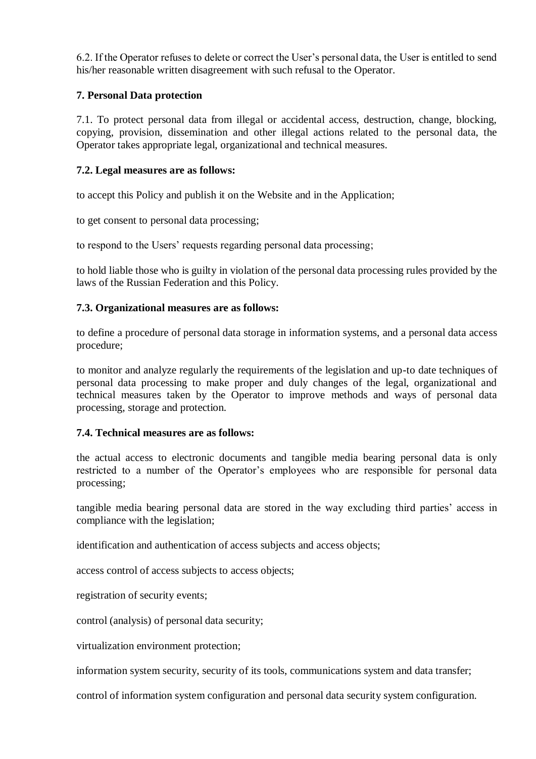6.2. If the Operator refuses to delete or correct the User's personal data, the User is entitled to send his/her reasonable written disagreement with such refusal to the Operator.

**7. Personal Data protection**

7.1. To protect personal data from illegal or accidental access, destruction, change, blocking, copying, provision, dissemination and other illegal actions related to the personal data, the Operator takes appropriate legal, organizational and technical measures.

**7.2. Legal measures are as follows:**

to accept this Policy and publish it on the Website and in the Application;

to get consent to personal data processing;

to respond to the Users' requests regarding personal data processing;

to hold liable those who is guilty in violation of the personal data processing rules provided by the laws of the Russian Federation and this Policy.

**7.3. Organizational measures are as follows:**

to define a procedure of personal data storage in information systems, and a personal data access procedure;

to monitor and analyze regularly the requirements of the legislation and up-to date techniques of personal data processing to make proper and duly changes of the legal, organizational and technical measures taken by the Operator to improve methods and ways of personal data processing, storage and protection.

**7.4. Technical measures are as follows:**

the actual access to electronic documents and tangible media bearing personal data is only restricted to a number of the Operator's employees who are responsible for personal data processing;

tangible media bearing personal data are stored in the way excluding third parties' access in compliance with the legislation;

identification and authentication of access subjects and access objects;

access control of access subjects to access objects;

registration of security events;

control (analysis) of personal data security;

virtualization environment protection;

information system security, security of its tools, communications system and data transfer;

control of information system configuration and personal data security system configuration.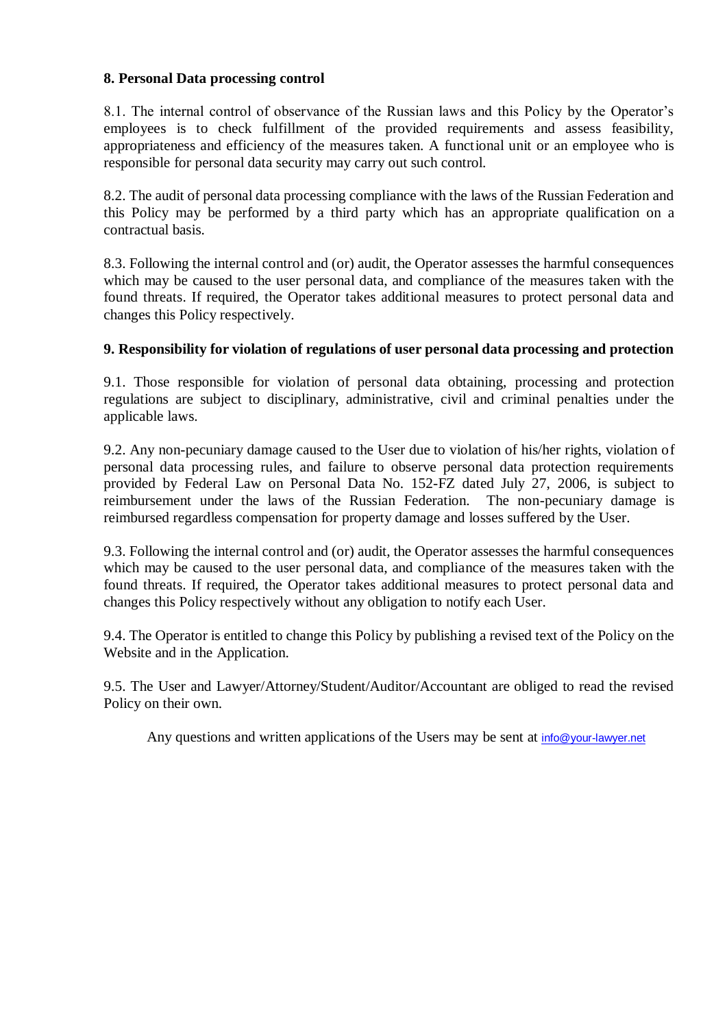**8. Personal Data processing control**

8.1. The internal control of observance of the Russian laws and this Policy by the Operator's employees is to check fulfillment of the provided requirements and assess feasibility, appropriateness and efficiency of the measures taken. A functional unit or an employee who is responsible for personal data security may carry out such control.

8.2. The audit of personal data processing compliance with the laws of the Russian Federation and this Policy may be performed by a third party which has an appropriate qualification on a contractual basis.

8.3. Following the internal control and (or) audit, the Operator assesses the harmful consequences which may be caused to the user personal data, and compliance of the measures taken with the found threats. If required, the Operator takes additional measures to protect personal data and changes this Policy respectively.

**9. Responsibility for violation of regulations of user personal data processing and protection**

9.1. Those responsible for violation of personal data obtaining, processing and protection regulations are subject to disciplinary, administrative, civil and criminal penalties under the applicable laws.

9.2. Any non-pecuniary damage caused to the User due to violation of his/her rights, violation of personal data processing rules, and failure to observe personal data protection requirements provided by Federal Law on Personal Data No. 152-FZ dated July 27, 2006, is subject to reimbursement under the laws of the Russian Federation. The non-pecuniary damage is reimbursed regardless compensation for property damage and losses suffered by the User.

9.3. Following the internal control and (or) audit, the Operator assesses the harmful consequences which may be caused to the user personal data, and compliance of the measures taken with the found threats. If required, the Operator takes additional measures to protect personal data and changes this Policy respectively without any obligation to notify each User.

9.4. The Operator is entitled to change this Policy by publishing a revised text of the Policy on the Website and in the Application.

9.5. The User and Lawyer/Attorney/Student/Auditor/Accountant are obliged to read the revised Policy on their own.

Any questions and written applications of the Users may be sent at info@your-lawyer.net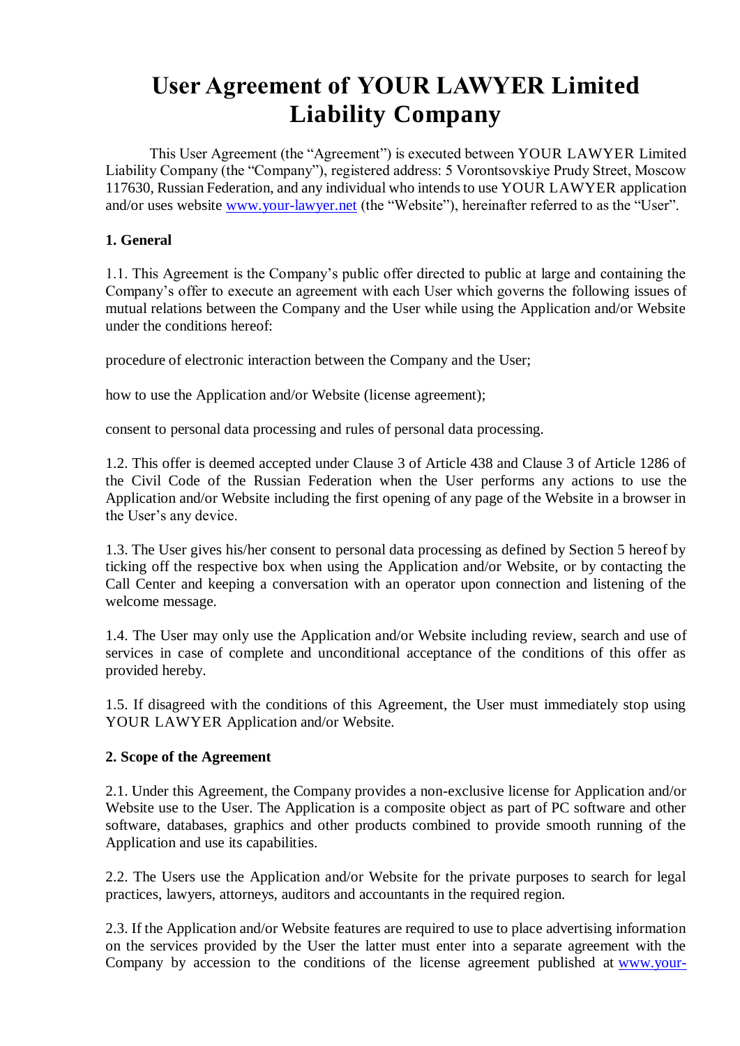# User Agreement of YOUR LAWYER Limited Liability Company

This User Agreement (the "Agreement") is executed between YOUR LAWYER Limited Liability Company (the "Company"), registered address: 5 Vorontsovskiye Prudy Street, Moscow 117630, Russian Federation, and any individual who intends to use YOUR LAWYER application and/or uses website www.your-lawyer.net (the "Website"), hereinafter referred to as the "User".

**1. General**

1.1. This Agreement is the Company's public offer directed to public at large and containing the Company's offer to execute an agreement with each User which governs the following issues of mutual relations between the Company and the User while using the Application and/or Website under the conditions hereof:

procedure of electronic interaction between the Company and the User;

how to use the Application and/or Website (license agreement);

consent to personal data processing and rules of personal data processing.

1.2. This offer is deemed accepted under Clause 3 of Article 438 and Clause 3 of Article 1286 of the Civil Code of the Russian Federation when the User performs any actions to use the Application and/or Website including the first opening of any page of the Website in a browser in the User's any device.

1.3. The User gives his/her consent to personal data processing as defined by Section 5 hereof by ticking off the respective box when using the Application and/or Website, or by contacting the Call Center and keeping a conversation with an operator upon connection and listening of the welcome message.

1.4. The User may only use the Application and/or Website including review, search and use of services in case of complete and unconditional acceptance of the conditions of this offer as provided hereby.

1.5. If disagreed with the conditions of this Agreement, the User must immediately stop using YOUR LAWYER Application and/or Website.

**2. Scope of the Agreement**

2.1. Under this Agreement, the Company provides a non-exclusive license for Application and/or Website use to the User. The Application is a composite object as part of PC software and other software, databases, graphics and other products combined to provide smooth running of the Application and use its capabilities.

2.2. The Users use the Application and/or Website for the private purposes to search for legal practices, lawyers, attorneys, auditors and accountants in the required region.

2.3. If the Application and/or Website features are required to use to place advertising information on the services provided by the User the latter must enter into a separate agreement with the Company by accession to the conditions of the license agreement published at www.your-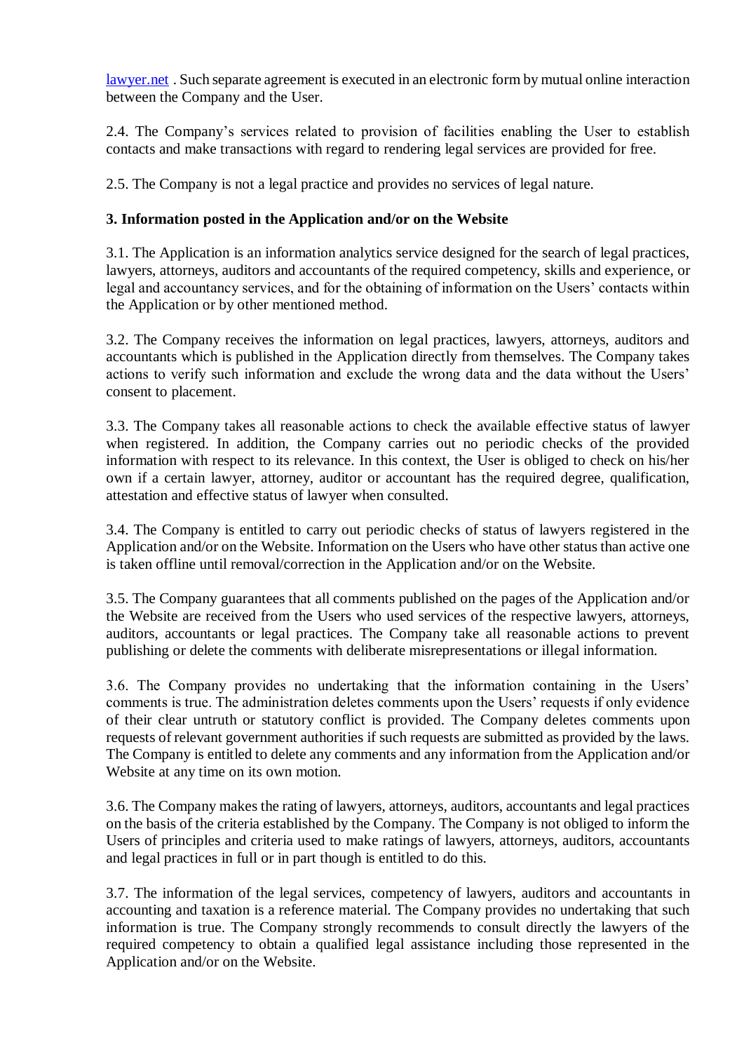lawyer.net . Such separate agreement is executed in an electronic form by mutual online interaction between the Company and the User.

2.4. The Company's services related to provision of facilities enabling the User to establish contacts and make transactions with regard to rendering legal services are provided for free.

2.5. The Company is not a legal practice and provides no services of legal nature.

**3. Information posted in the Application and/or on the Website**

3.1. The Application is an information analytics service designed for the search of legal practices, lawyers, attorneys, auditors and accountants of the required competency, skills and experience, or legal and accountancy services, and for the obtaining of information on the Users' contacts within the Application or by other mentioned method.

3.2. The Company receives the information on legal practices, lawyers, attorneys, auditors and accountants which is published in the Application directly from themselves. The Company takes actions to verify such information and exclude the wrong data and the data without the Users' consent to placement.

3.3. The Company takes all reasonable actions to check the available effective status of lawyer when registered. In addition, the Company carries out no periodic checks of the provided information with respect to its relevance. In this context, the User is obliged to check on his/her own if a certain lawyer, attorney, auditor or accountant has the required degree, qualification, attestation and effective status of lawyer when consulted.

3.4. The Company is entitled to carry out periodic checks of status of lawyers registered in the Application and/or on the Website. Information on the Users who have other status than active one is taken offline until removal/correction in the Application and/or on the Website.

3.5. The Company guarantees that all comments published on the pages of the Application and/or the Website are received from the Users who used services of the respective lawyers, attorneys, auditors, accountants or legal practices. The Company take all reasonable actions to prevent publishing or delete the comments with deliberate misrepresentations or illegal information.

3.6. The Company provides no undertaking that the information containing in the Users' comments is true. The administration deletes comments upon the Users' requests if only evidence of their clear untruth or statutory conflict is provided. The Company deletes comments upon requests of relevant government authorities if such requests are submitted as provided by the laws. The Company is entitled to delete any comments and any information from the Application and/or Website at any time on its own motion.

3.6. The Company makes the rating of lawyers, attorneys, auditors, accountants and legal practices on the basis of the criteria established by the Company. The Company is not obliged to inform the Users of principles and criteria used to make ratings of lawyers, attorneys, auditors, accountants and legal practices in full or in part though is entitled to do this.

3.7. The information of the legal services, competency of lawyers, auditors and accountants in accounting and taxation is a reference material. The Company provides no undertaking that such information is true. The Company strongly recommends to consult directly the lawyers of the required competency to obtain a qualified legal assistance including those represented in the Application and/or on the Website.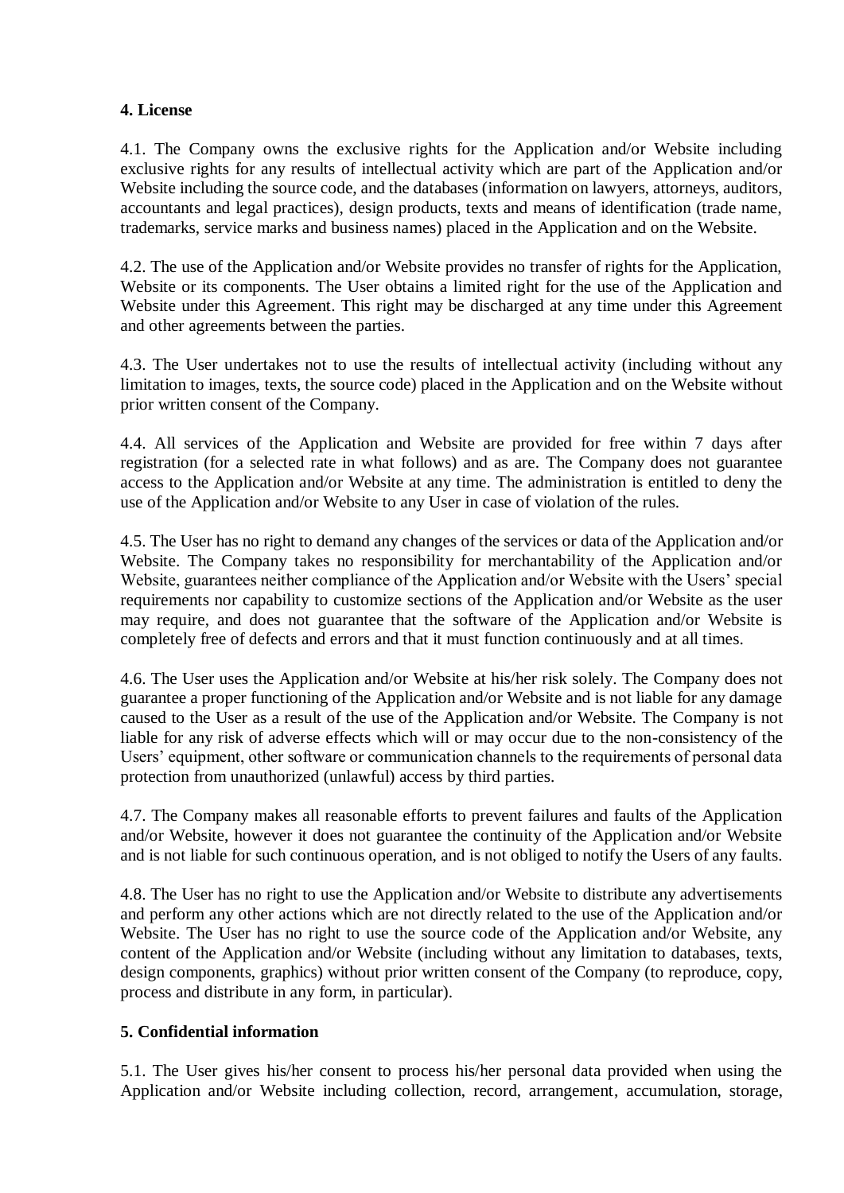**4. License**

4.1. The Company owns the exclusive rights for the Application and/or Website including exclusive rights for any results of intellectual activity which are part of the Application and/or Website including the source code, and the databases (information on lawyers, attorneys, auditors, accountants and legal practices), design products, texts and means of identification (trade name, trademarks, service marks and business names) placed in the Application and on the Website.

4.2. The use of the Application and/or Website provides no transfer of rights for the Application, Website or its components. The User obtains a limited right for the use of the Application and Website under this Agreement. This right may be discharged at any time under this Agreement and other agreements between the parties.

4.3. The User undertakes not to use the results of intellectual activity (including without any limitation to images, texts, the source code) placed in the Application and on the Website without prior written consent of the Company.

4.4. All services of the Application and Website are provided for free within 7 days after registration (for a selected rate in what follows) and as are. The Company does not guarantee access to the Application and/or Website at any time. The administration is entitled to deny the use of the Application and/or Website to any User in case of violation of the rules.

4.5. The User has no right to demand any changes of the services or data of the Application and/or Website. The Company takes no responsibility for merchantability of the Application and/or Website, guarantees neither compliance of the Application and/or Website with the Users' special requirements nor capability to customize sections of the Application and/or Website as the user may require, and does not guarantee that the software of the Application and/or Website is completely free of defects and errors and that it must function continuously and at all times.

4.6. The User uses the Application and/or Website at his/her risk solely. The Company does not guarantee a proper functioning of the Application and/or Website and is not liable for any damage caused to the User as a result of the use of the Application and/or Website. The Company is not liable for any risk of adverse effects which will or may occur due to the non-consistency of the Users' equipment, other software or communication channels to the requirements of personal data protection from unauthorized (unlawful) access by third parties.

4.7. The Company makes all reasonable efforts to prevent failures and faults of the Application and/or Website, however it does not guarantee the continuity of the Application and/or Website and is not liable for such continuous operation, and is not obliged to notify the Users of any faults.

4.8. The User has no right to use the Application and/or Website to distribute any advertisements and perform any other actions which are not directly related to the use of the Application and/or Website. The User has no right to use the source code of the Application and/or Website, any content of the Application and/or Website (including without any limitation to databases, texts, design components, graphics) without prior written consent of the Company (to reproduce, copy, process and distribute in any form, in particular).

**5. Confidential information**

5.1. The User gives his/her consent to process his/her personal data provided when using the Application and/or Website including collection, record, arrangement, accumulation, storage,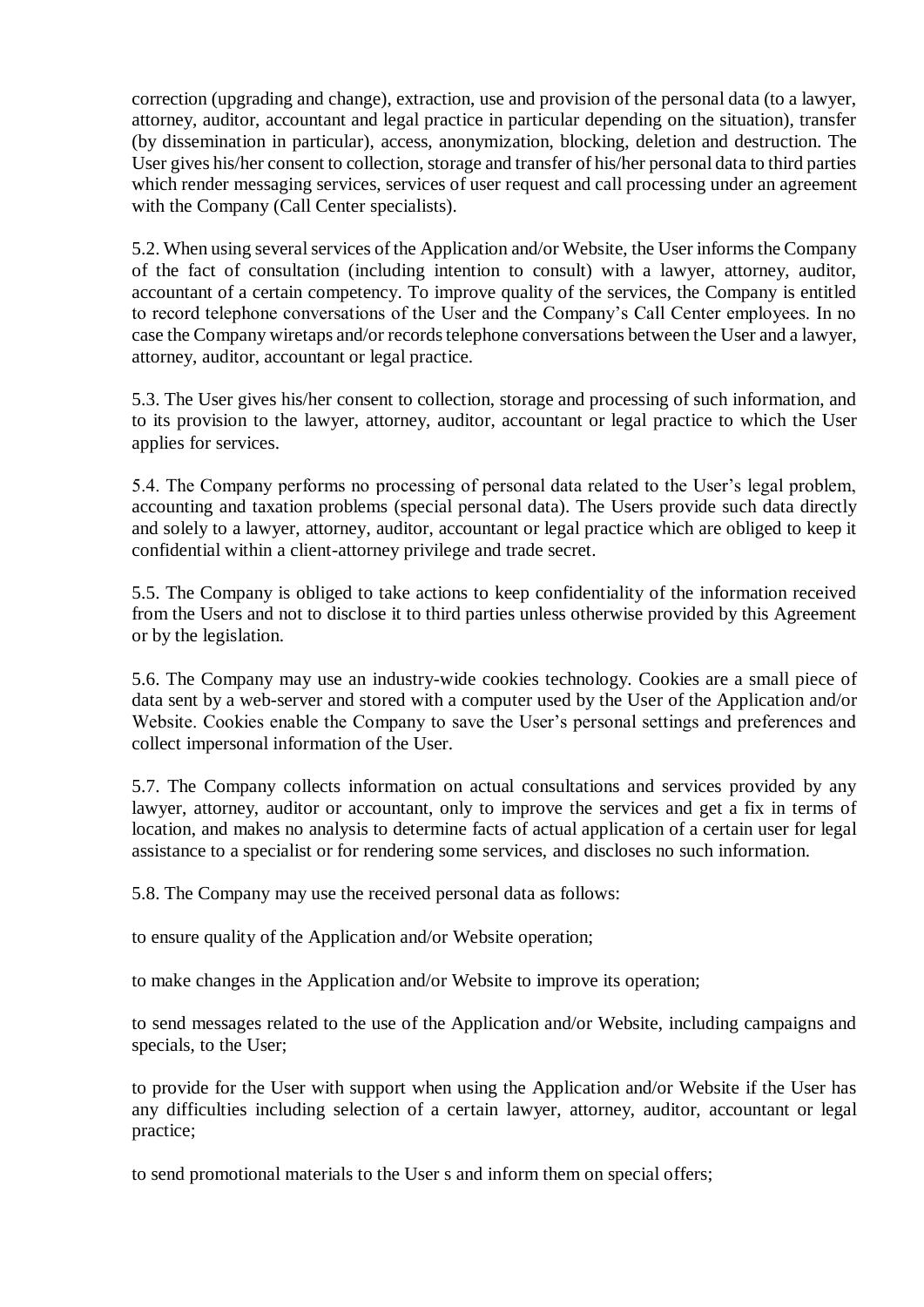correction (upgrading and change), extraction, use and provision of the personal data (to a lawyer, attorney, auditor, accountant and legal practice in particular depending on the situation), transfer (by dissemination in particular), access, anonymization, blocking, deletion and destruction. The User gives his/her consent to collection, storage and transfer of his/her personal data to third parties which render messaging services, services of user request and call processing under an agreement with the Company (Call Center specialists).

5.2. When using several services of the Application and/or Website, the User informs the Company of the fact of consultation (including intention to consult) with a lawyer, attorney, auditor, accountant of a certain competency. To improve quality of the services, the Company is entitled to record telephone conversations of the User and the Company's Call Center employees. In no case the Company wiretaps and/or records telephone conversations between the User and a lawyer, attorney, auditor, accountant or legal practice.

5.3. The User gives his/her consent to collection, storage and processing of such information, and to its provision to the lawyer, attorney, auditor, accountant or legal practice to which the User applies for services.

5.4. The Company performs no processing of personal data related to the User's legal problem, accounting and taxation problems (special personal data). The Users provide such data directly and solely to a lawyer, attorney, auditor, accountant or legal practice which are obliged to keep it confidential within a client-attorney privilege and trade secret.

5.5. The Company is obliged to take actions to keep confidentiality of the information received from the Users and not to disclose it to third parties unless otherwise provided by this Agreement or by the legislation.

5.6. The Company may use an industry-wide cookies technology. Cookies are a small piece of data sent by a web-server and stored with a computer used by the User of the Application and/or Website. Cookies enable the Company to save the User's personal settings and preferences and collect impersonal information of the User.

5.7. The Company collects information on actual consultations and services provided by any lawyer, attorney, auditor or accountant, only to improve the services and get a fix in terms of location, and makes no analysis to determine facts of actual application of a certain user for legal assistance to a specialist or for rendering some services, and discloses no such information.

5.8. The Company may use the received personal data as follows:

to ensure quality of the Application and/or Website operation;

to make changes in the Application and/or Website to improve its operation;

to send messages related to the use of the Application and/or Website, including campaigns and specials, to the User;

to provide for the User with support when using the Application and/or Website if the User has any difficulties including selection of a certain lawyer, attorney, auditor, accountant or legal practice;

to send promotional materials to the User s and inform them on special offers;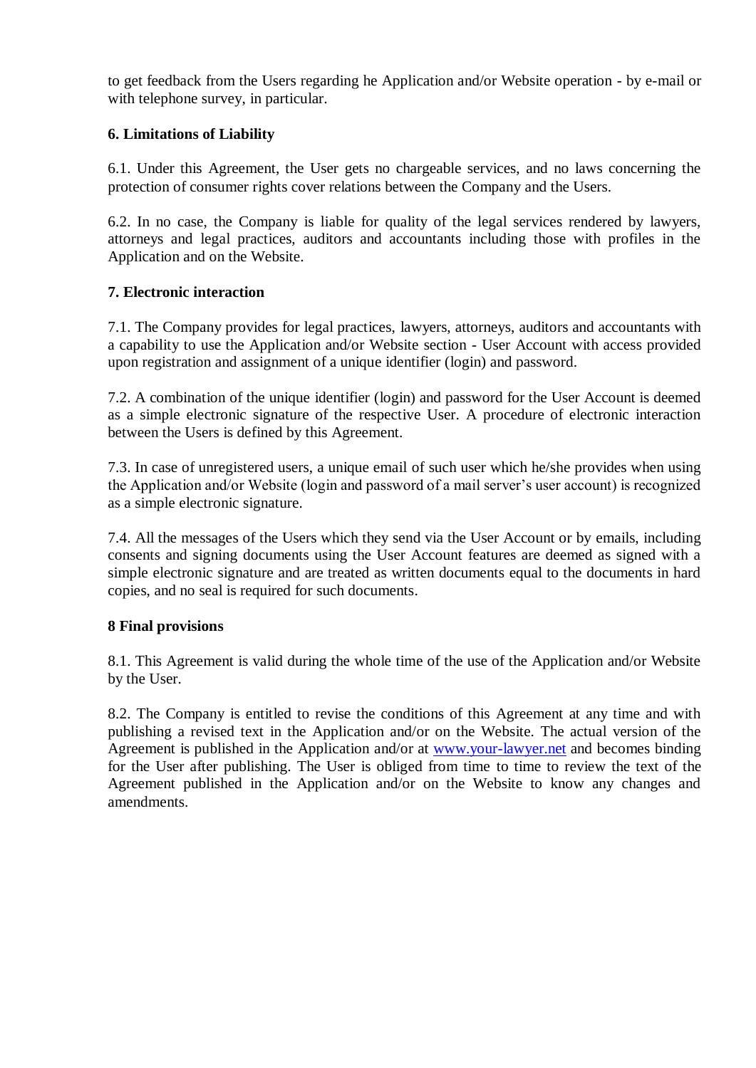to get feedback from the Users regarding he Application and/or Website operation - by e-mail or with telephone survey, in particular.

**6. Limitations of Liability**

6.1. Under this Agreement, the User gets no chargeable services, and no laws concerning the protection of consumer rights cover relations between the Company and the Users.

6.2. In no case, the Company is liable for quality of the legal services rendered by lawyers, attorneys and legal practices, auditors and accountants including those with profiles in the Application and on the Website.

**7. Electronic interaction**

7.1. The Company provides for legal practices, lawyers, attorneys, auditors and accountants with a capability to use the Application and/or Website section - User Account with access provided upon registration and assignment of a unique identifier (login) and password.

7.2. A combination of the unique identifier (login) and password for the User Account is deemed as a simple electronic signature of the respective User. A procedure of electronic interaction between the Users is defined by this Agreement.

7.3. In case of unregistered users, a unique email of such user which he/she provides when using the Application and/or Website (login and password of a mail server's user account) is recognized as a simple electronic signature.

7.4. All the messages of the Users which they send via the User Account or by emails, including consents and signing documents using the User Account features are deemed as signed with a simple electronic signature and are treated as written documents equal to the documents in hard copies, and no seal is required for such documents.

**8 Final provisions**

8.1. This Agreement is valid during the whole time of the use of the Application and/or Website by the User.

8.2. The Company is entitled to revise the conditions of this Agreement at any time and with publishing a revised text in the Application and/or on the Website. The actual version of the Agreement is published in the Application and/or at www.your-lawyer.net and becomes binding for the User after publishing. The User is obliged from time to time to review the text of the Agreement published in the Application and/or on the Website to know any changes and amendments.